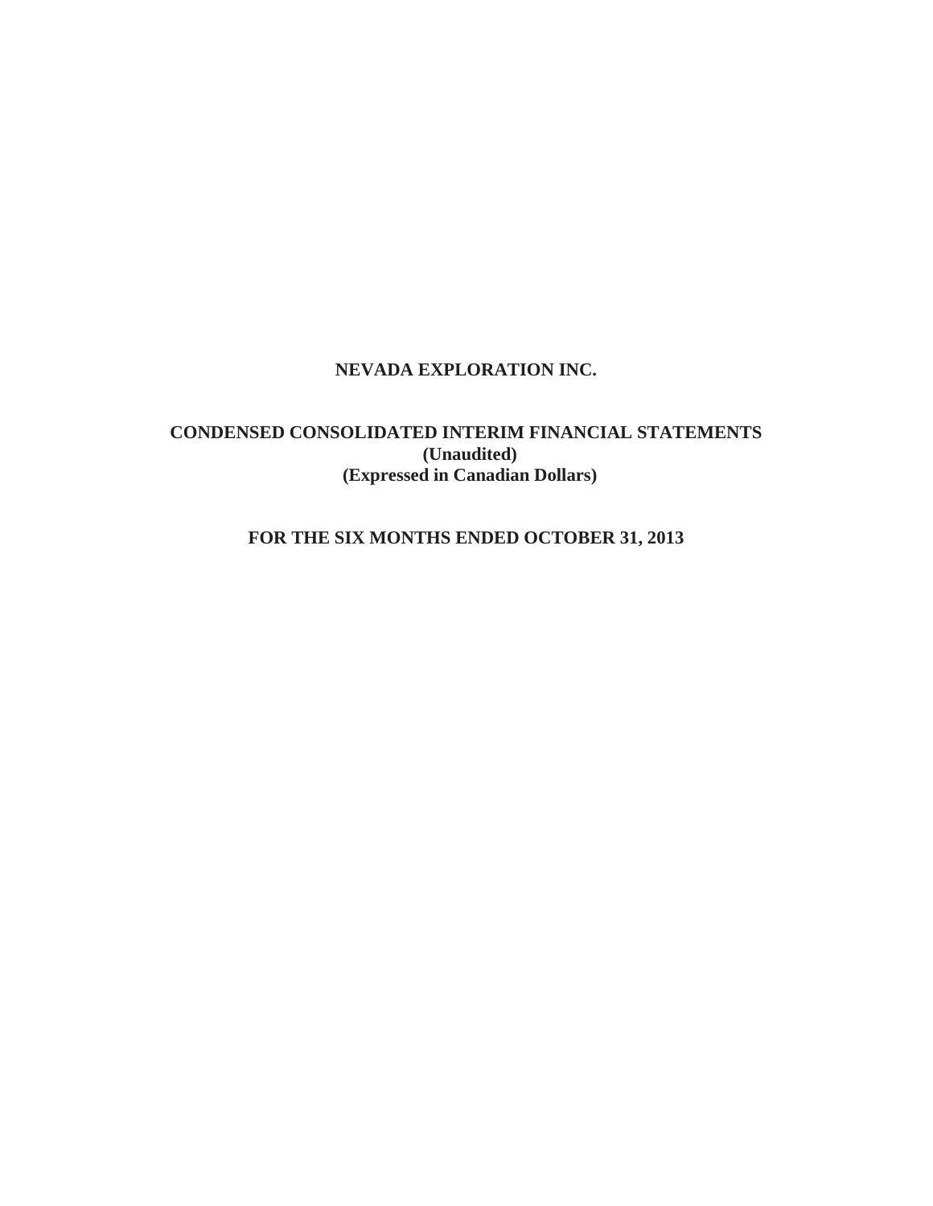# NEVADA EXPLORATION INC.

## CONDENSED CONSOLIDATED INTERIM FINANCIAL STATEMENTS
**(Unaudited)**
**(Expressed in Canadian Dollars)**

## FOR THE SIX MONTHS ENDED OCTOBER 31, 2013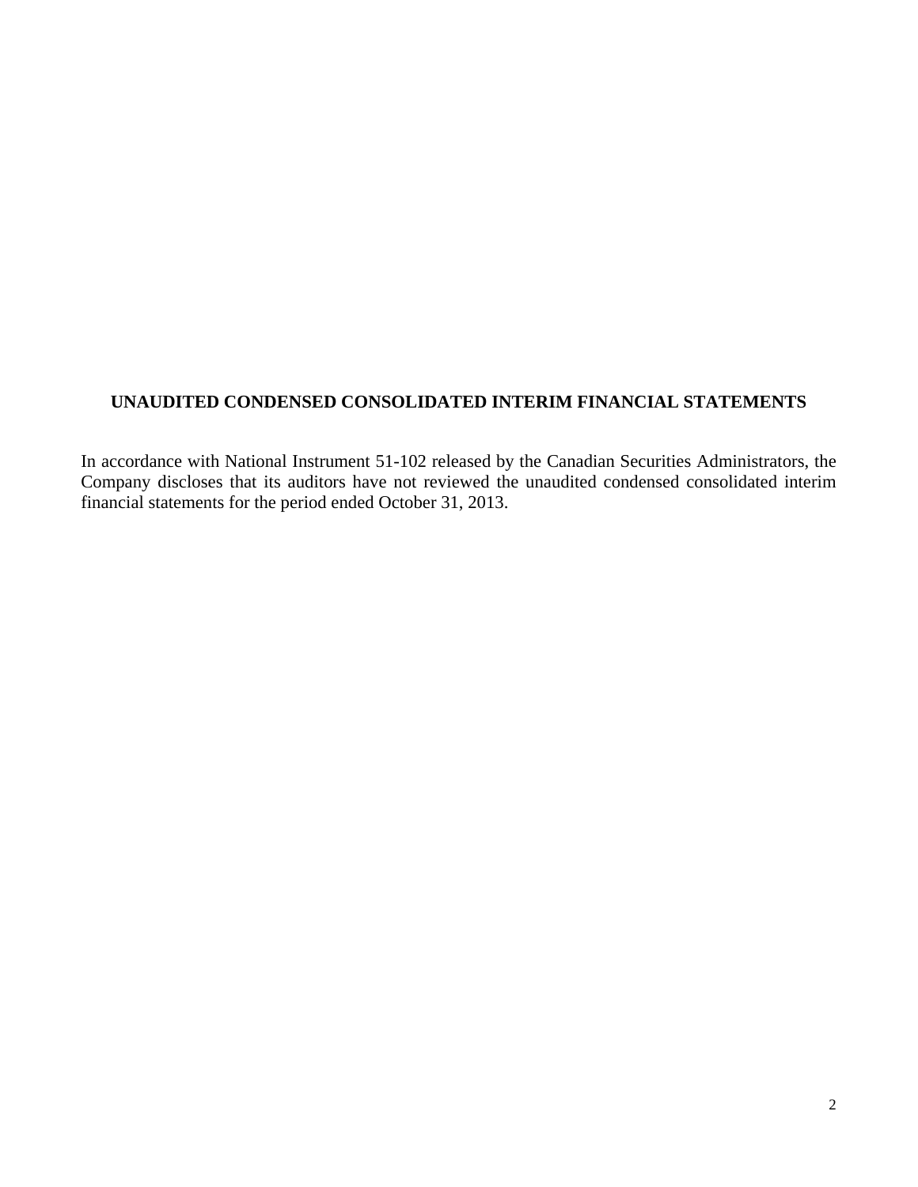**UNAUDITED CONDENSED CONSOLIDATED INTERIM FINANCIAL STATEMENTS**

In accordance with National Instrument 51-102 released by the Canadian Securities Administrators, the Company discloses that its auditors have not reviewed the unaudited condensed consolidated interim financial statements for the period ended October 31, 2013.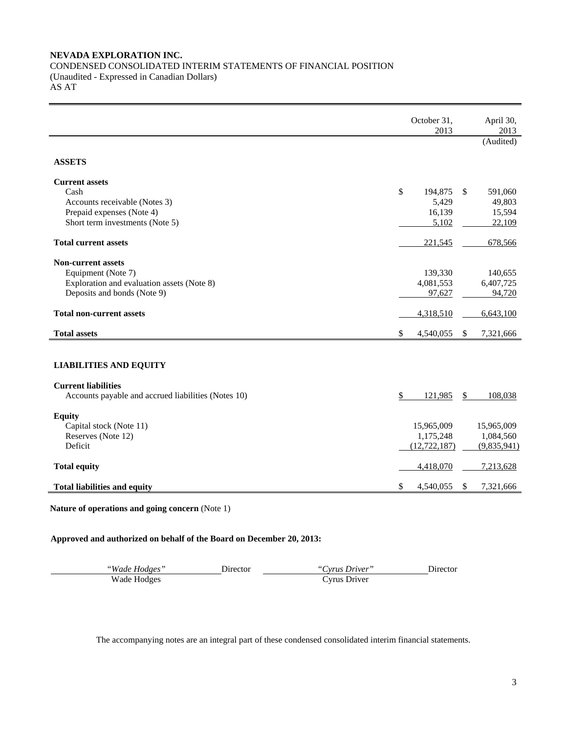**NEVADA EXPLORATION INC.**
CONDENSED CONSOLIDATED INTERIM STATEMENTS OF FINANCIAL POSITION
(Unaudited - Expressed in Canadian Dollars)
AS AT

| | October 31, 2013 | April 30, 2013 (Audited) |
|---|---|---|
| **ASSETS** | | |
| **Current assets** | | |
| Cash | $ 194,875 | $ 591,060 |
| Accounts receivable (Notes 3) | 5,429 | 49,803 |
| Prepaid expenses (Note 4) | 16,139 | 15,594 |
| Short term investments (Note 5) | 5,102 | 22,109 |
| **Total current assets** | 221,545 | 678,566 |
| **Non-current assets** | | |
| Equipment (Note 7) | 139,330 | 140,655 |
| Exploration and evaluation assets (Note 8) | 4,081,553 | 6,407,725 |
| Deposits and bonds (Note 9) | 97,627 | 94,720 |
| **Total non-current assets** | 4,318,510 | 6,643,100 |
| **Total assets** | $ 4,540,055 | $ 7,321,666 |
| **LIABILITIES AND EQUITY** | | |
| **Current liabilities** | | |
| Accounts payable and accrued liabilities (Notes 10) | $ 121,985 | $ 108,038 |
| **Equity** | | |
| Capital stock (Note 11) | 15,965,009 | 15,965,009 |
| Reserves (Note 12) | 1,175,248 | 1,084,560 |
| Deficit | (12,722,187) | (9,835,941) |
| **Total equity** | 4,418,070 | 7,213,628 |
| **Total liabilities and equity** | $ 4,540,055 | $ 7,321,666 |

**Nature of operations and going concern** (Note 1)

**Approved and authorized on behalf of the Board on December 20, 2013:**

| | | | |
|---|---|---|---|
| *"Wade Hodges"* | Director | *"Cyrus Driver"* | Director |
| Wade Hodges | | Cyrus Driver | |

The accompanying notes are an integral part of these condensed consolidated interim financial statements.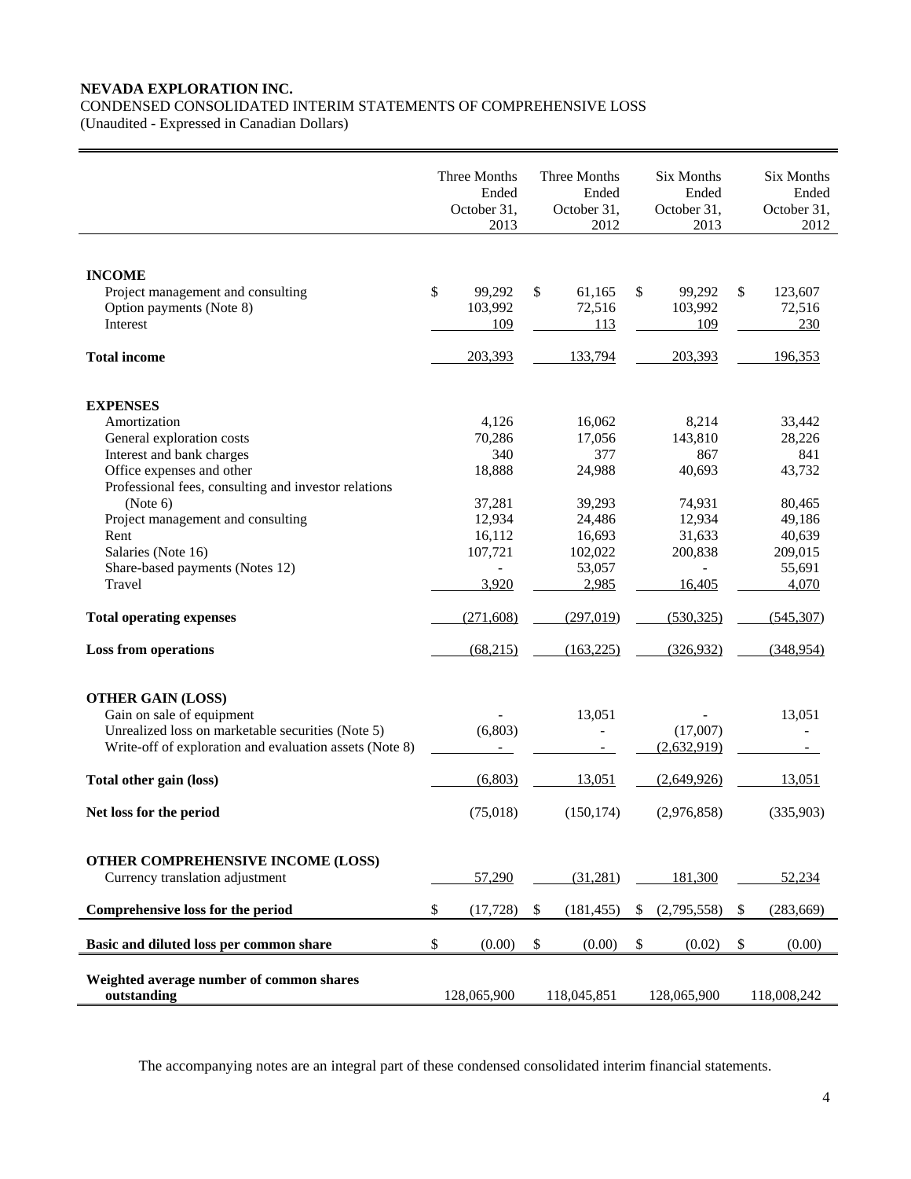**NEVADA EXPLORATION INC.**

CONDENSED CONSOLIDATED INTERIM STATEMENTS OF COMPREHENSIVE LOSS

(Unaudited - Expressed in Canadian Dollars)

| | Three Months Ended October 31, 2013 | Three Months Ended October 31, 2012 | Six Months Ended October 31, 2013 | Six Months Ended October 31, 2012 |
|---|---|---|---|---|
| **INCOME** | | | | |
| Project management and consulting | $ 99,292 | $ 61,165 | $ 99,292 | $ 123,607 |
| Option payments (Note 8) | 103,992 | 72,516 | 103,992 | 72,516 |
| Interest | 109 | 113 | 109 | 230 |
| **Total income** | 203,393 | 133,794 | 203,393 | 196,353 |
| **EXPENSES** | | | | |
| Amortization | 4,126 | 16,062 | 8,214 | 33,442 |
| General exploration costs | 70,286 | 17,056 | 143,810 | 28,226 |
| Interest and bank charges | 340 | 377 | 867 | 841 |
| Office expenses and other | 18,888 | 24,988 | 40,693 | 43,732 |
| Professional fees, consulting and investor relations (Note 6) | 37,281 | 39,293 | 74,931 | 80,465 |
| Project management and consulting | 12,934 | 24,486 | 12,934 | 49,186 |
| Rent | 16,112 | 16,693 | 31,633 | 40,639 |
| Salaries (Note 16) | 107,721 | 102,022 | 200,838 | 209,015 |
| Share-based payments (Notes 12) | - | 53,057 | - | 55,691 |
| Travel | 3,920 | 2,985 | 16,405 | 4,070 |
| **Total operating expenses** | (271,608) | (297,019) | (530,325) | (545,307) |
| **Loss from operations** | (68,215) | (163,225) | (326,932) | (348,954) |
| **OTHER GAIN (LOSS)** | | | | |
| Gain on sale of equipment | - | 13,051 | - | 13,051 |
| Unrealized loss on marketable securities (Note 5) | (6,803) | - | (17,007) | - |
| Write-off of exploration and evaluation assets (Note 8) | - | - | (2,632,919) | - |
| **Total other gain (loss)** | (6,803) | 13,051 | (2,649,926) | 13,051 |
| **Net loss for the period** | (75,018) | (150,174) | (2,976,858) | (335,903) |
| **OTHER COMPREHENSIVE INCOME (LOSS)** | | | | |
| Currency translation adjustment | 57,290 | (31,281) | 181,300 | 52,234 |
| **Comprehensive loss for the period** | $ (17,728) | $ (181,455) | $ (2,795,558) | $ (283,669) |
| **Basic and diluted loss per common share** | $ (0.00) | $ (0.00) | $ (0.02) | $ (0.00) |
| **Weighted average number of common shares outstanding** | 128,065,900 | 118,045,851 | 128,065,900 | 118,008,242 |

The accompanying notes are an integral part of these condensed consolidated interim financial statements.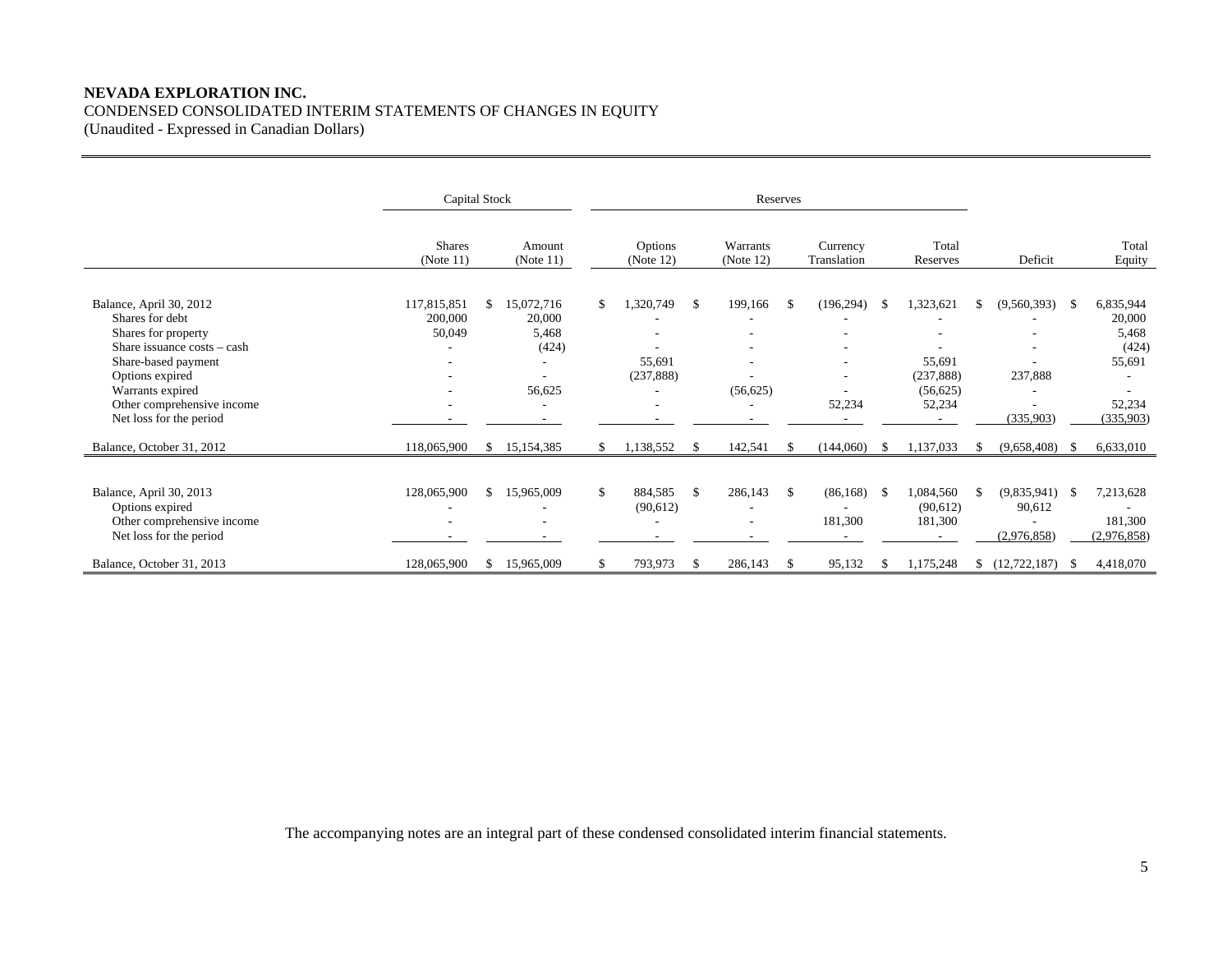**NEVADA EXPLORATION INC.**

CONDENSED CONSOLIDATED INTERIM STATEMENTS OF CHANGES IN EQUITY

(Unaudited - Expressed in Canadian Dollars)

| | Capital Stock | | Reserves | | | | | |
|---|---|---|---|---|---|---|---|---|
| | Shares (Note 11) | Amount (Note 11) | Options (Note 12) | Warrants (Note 12) | Currency Translation | Total Reserves | Deficit | Total Equity |
| Balance, April 30, 2012 | 117,815,851 | $ 15,072,716 | $ 1,320,749 | $ 199,166 | $ (196,294) | $ 1,323,621 | $ (9,560,393) | $ 6,835,944 |
| Shares for debt | 200,000 | 20,000 | - | - | - | - | - | 20,000 |
| Shares for property | 50,049 | 5,468 | - | - | - | - | - | 5,468 |
| Share issuance costs – cash | - | (424) | - | - | - | - | - | (424) |
| Share-based payment | - | - | 55,691 | - | - | 55,691 | - | 55,691 |
| Options expired | - | - | (237,888) | - | - | (237,888) | 237,888 | - |
| Warrants expired | - | 56,625 | - | (56,625) | - | (56,625) | - | - |
| Other comprehensive income | - | - | - | - | 52,234 | 52,234 | - | 52,234 |
| Net loss for the period | - | - | - | - | - | - | (335,903) | (335,903) |
| Balance, October 31, 2012 | 118,065,900 | $ 15,154,385 | $ 1,138,552 | $ 142,541 | $ (144,060) | $ 1,137,033 | $ (9,658,408) | $ 6,633,010 |
| | | | | | | | | |
| Balance, April 30, 2013 | 128,065,900 | $ 15,965,009 | $ 884,585 | $ 286,143 | $ (86,168) | $ 1,084,560 | $ (9,835,941) | $ 7,213,628 |
| Options expired | - | - | (90,612) | - | - | (90,612) | 90,612 | - |
| Other comprehensive income | - | - | - | - | 181,300 | 181,300 | - | 181,300 |
| Net loss for the period | - | - | - | - | - | - | (2,976,858) | (2,976,858) |
| Balance, October 31, 2013 | 128,065,900 | $ 15,965,009 | $ 793,973 | $ 286,143 | $ 95,132 | $ 1,175,248 | $ (12,722,187) | $ 4,418,070 |

The accompanying notes are an integral part of these condensed consolidated interim financial statements.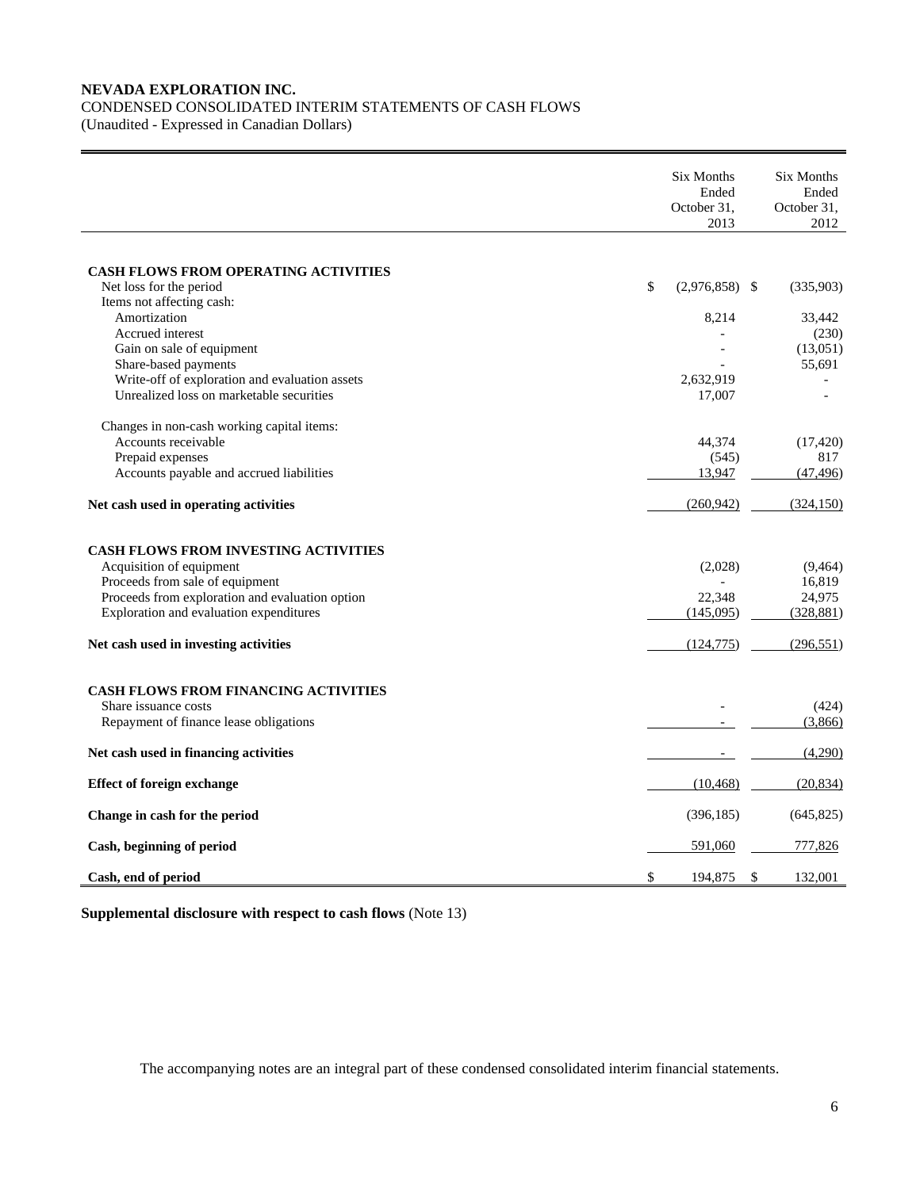**NEVADA EXPLORATION INC.**
CONDENSED CONSOLIDATED INTERIM STATEMENTS OF CASH FLOWS
(Unaudited - Expressed in Canadian Dollars)

| | Six Months Ended October 31, 2013 | Six Months Ended October 31, 2012 |
|---|---|---|
| **CASH FLOWS FROM OPERATING ACTIVITIES** | | |
| Net loss for the period | $ (2,976,858) | $ (335,903) |
| Items not affecting cash: | | |
| Amortization | 8,214 | 33,442 |
| Accrued interest | - | (230) |
| Gain on sale of equipment | - | (13,051) |
| Share-based payments | - | 55,691 |
| Write-off of exploration and evaluation assets | 2,632,919 | - |
| Unrealized loss on marketable securities | 17,007 | - |
| Changes in non-cash working capital items: | | |
| Accounts receivable | 44,374 | (17,420) |
| Prepaid expenses | (545) | 817 |
| Accounts payable and accrued liabilities | 13,947 | (47,496) |
| **Net cash used in operating activities** | (260,942) | (324,150) |
| **CASH FLOWS FROM INVESTING ACTIVITIES** | | |
| Acquisition of equipment | (2,028) | (9,464) |
| Proceeds from sale of equipment | - | 16,819 |
| Proceeds from exploration and evaluation option | 22,348 | 24,975 |
| Exploration and evaluation expenditures | (145,095) | (328,881) |
| **Net cash used in investing activities** | (124,775) | (296,551) |
| **CASH FLOWS FROM FINANCING ACTIVITIES** | | |
| Share issuance costs | - | (424) |
| Repayment of finance lease obligations | - | (3,866) |
| **Net cash used in financing activities** | - | (4,290) |
| **Effect of foreign exchange** | (10,468) | (20,834) |
| **Change in cash for the period** | (396,185) | (645,825) |
| **Cash, beginning of period** | 591,060 | 777,826 |
| **Cash, end of period** | $ 194,875 | $ 132,001 |

**Supplemental disclosure with respect to cash flows** (Note 13)

The accompanying notes are an integral part of these condensed consolidated interim financial statements.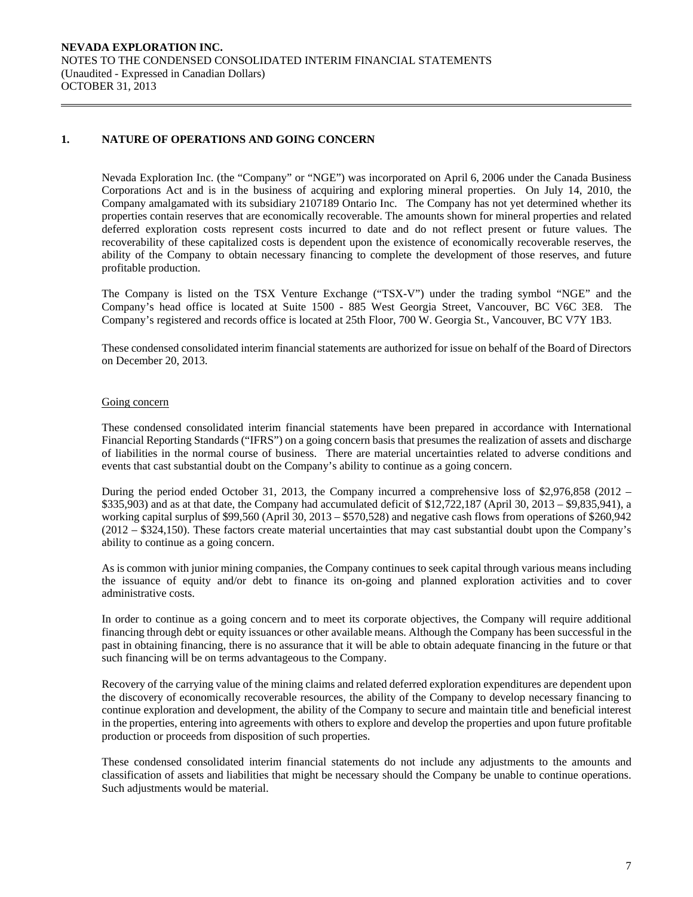## 1. NATURE OF OPERATIONS AND GOING CONCERN

Nevada Exploration Inc. (the "Company" or "NGE") was incorporated on April 6, 2006 under the Canada Business Corporations Act and is in the business of acquiring and exploring mineral properties. On July 14, 2010, the Company amalgamated with its subsidiary 2107189 Ontario Inc. The Company has not yet determined whether its properties contain reserves that are economically recoverable. The amounts shown for mineral properties and related deferred exploration costs represent costs incurred to date and do not reflect present or future values. The recoverability of these capitalized costs is dependent upon the existence of economically recoverable reserves, the ability of the Company to obtain necessary financing to complete the development of those reserves, and future profitable production.

The Company is listed on the TSX Venture Exchange ("TSX-V") under the trading symbol "NGE" and the Company's head office is located at Suite 1500 - 885 West Georgia Street, Vancouver, BC V6C 3E8. The Company's registered and records office is located at 25th Floor, 700 W. Georgia St., Vancouver, BC V7Y 1B3.

These condensed consolidated interim financial statements are authorized for issue on behalf of the Board of Directors on December 20, 2013.

### Going concern

These condensed consolidated interim financial statements have been prepared in accordance with International Financial Reporting Standards ("IFRS") on a going concern basis that presumes the realization of assets and discharge of liabilities in the normal course of business. There are material uncertainties related to adverse conditions and events that cast substantial doubt on the Company's ability to continue as a going concern.

During the period ended October 31, 2013, the Company incurred a comprehensive loss of $2,976,858 (2012 – $335,903) and as at that date, the Company had accumulated deficit of $12,722,187 (April 30, 2013 – $9,835,941), a working capital surplus of $99,560 (April 30, 2013 – $570,528) and negative cash flows from operations of $260,942 (2012 – $324,150). These factors create material uncertainties that may cast substantial doubt upon the Company's ability to continue as a going concern.

As is common with junior mining companies, the Company continues to seek capital through various means including the issuance of equity and/or debt to finance its on-going and planned exploration activities and to cover administrative costs.

In order to continue as a going concern and to meet its corporate objectives, the Company will require additional financing through debt or equity issuances or other available means. Although the Company has been successful in the past in obtaining financing, there is no assurance that it will be able to obtain adequate financing in the future or that such financing will be on terms advantageous to the Company.

Recovery of the carrying value of the mining claims and related deferred exploration expenditures are dependent upon the discovery of economically recoverable resources, the ability of the Company to develop necessary financing to continue exploration and development, the ability of the Company to secure and maintain title and beneficial interest in the properties, entering into agreements with others to explore and develop the properties and upon future profitable production or proceeds from disposition of such properties.

These condensed consolidated interim financial statements do not include any adjustments to the amounts and classification of assets and liabilities that might be necessary should the Company be unable to continue operations. Such adjustments would be material.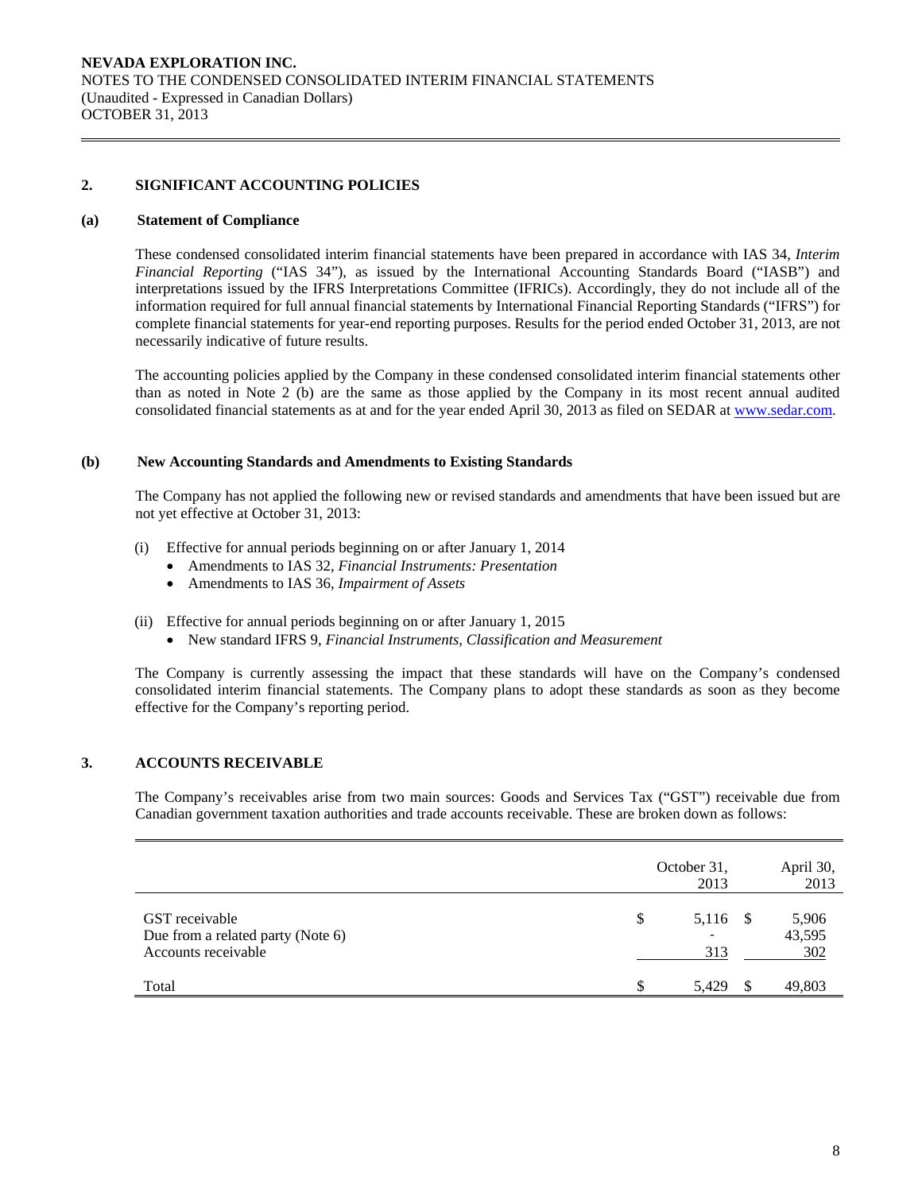## 2. SIGNIFICANT ACCOUNTING POLICIES

### (a) Statement of Compliance

These condensed consolidated interim financial statements have been prepared in accordance with IAS 34, *Interim Financial Reporting* ("IAS 34"), as issued by the International Accounting Standards Board ("IASB") and interpretations issued by the IFRS Interpretations Committee (IFRICs). Accordingly, they do not include all of the information required for full annual financial statements by International Financial Reporting Standards ("IFRS") for complete financial statements for year-end reporting purposes. Results for the period ended October 31, 2013, are not necessarily indicative of future results.

The accounting policies applied by the Company in these condensed consolidated interim financial statements other than as noted in Note 2 (b) are the same as those applied by the Company in its most recent annual audited consolidated financial statements as at and for the year ended April 30, 2013 as filed on SEDAR at www.sedar.com.

### (b) New Accounting Standards and Amendments to Existing Standards

The Company has not applied the following new or revised standards and amendments that have been issued but are not yet effective at October 31, 2013:

(i) Effective for annual periods beginning on or after January 1, 2014
- Amendments to IAS 32, *Financial Instruments: Presentation*
- Amendments to IAS 36, *Impairment of Assets*

(ii) Effective for annual periods beginning on or after January 1, 2015
- New standard IFRS 9, *Financial Instruments, Classification and Measurement*

The Company is currently assessing the impact that these standards will have on the Company's condensed consolidated interim financial statements. The Company plans to adopt these standards as soon as they become effective for the Company's reporting period.

## 3. ACCOUNTS RECEIVABLE

The Company's receivables arise from two main sources: Goods and Services Tax ("GST") receivable due from Canadian government taxation authorities and trade accounts receivable. These are broken down as follows:

| | October 31, 2013 | April 30, 2013 |
|---|---|---|
| GST receivable | $ 5,116 | $ 5,906 |
| Due from a related party (Note 6) | - | 43,595 |
| Accounts receivable | 313 | 302 |
| Total | $ 5,429 | $ 49,803 |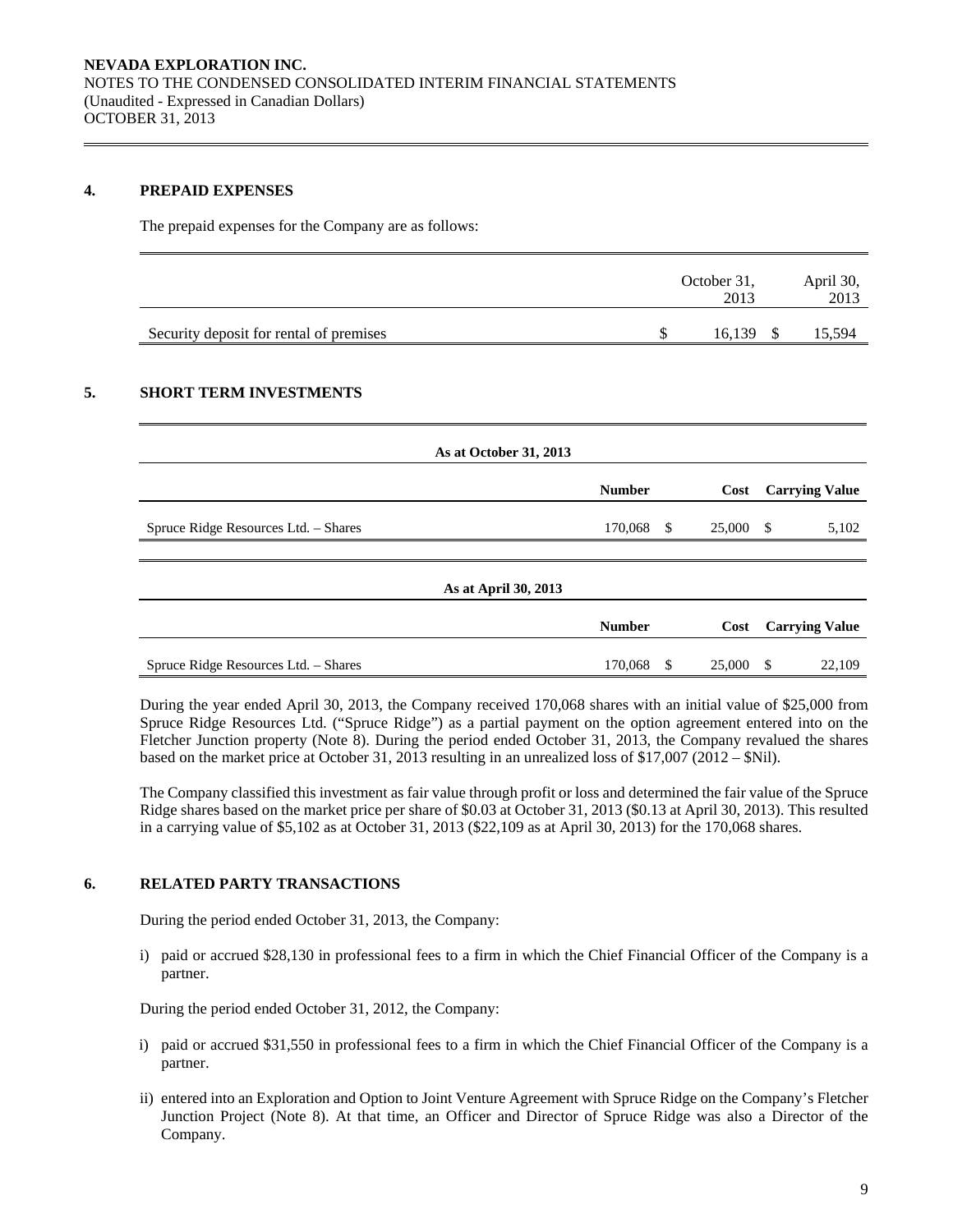NEVADA EXPLORATION INC.
NOTES TO THE CONDENSED CONSOLIDATED INTERIM FINANCIAL STATEMENTS
(Unaudited - Expressed in Canadian Dollars)
OCTOBER 31, 2013

## 4. PREPAID EXPENSES

The prepaid expenses for the Company are as follows:

| | October 31, 2013 | April 30, 2013 |
|---|---|---|
| Security deposit for rental of premises | $ 16,139 | $ 15,594 |

## 5. SHORT TERM INVESTMENTS

| As at October 31, 2013 | | | |
|---|---|---|---|
| | **Number** | **Cost** | **Carrying Value** |
| Spruce Ridge Resources Ltd. – Shares | 170,068 | $ 25,000 | $ 5,102 |

| As at April 30, 2013 | | | |
|---|---|---|---|
| | **Number** | **Cost** | **Carrying Value** |
| Spruce Ridge Resources Ltd. – Shares | 170,068 | $ 25,000 | $ 22,109 |

During the year ended April 30, 2013, the Company received 170,068 shares with an initial value of $25,000 from Spruce Ridge Resources Ltd. ("Spruce Ridge") as a partial payment on the option agreement entered into on the Fletcher Junction property (Note 8). During the period ended October 31, 2013, the Company revalued the shares based on the market price at October 31, 2013 resulting in an unrealized loss of $17,007 (2012 – $Nil).

The Company classified this investment as fair value through profit or loss and determined the fair value of the Spruce Ridge shares based on the market price per share of $0.03 at October 31, 2013 ($0.13 at April 30, 2013). This resulted in a carrying value of $5,102 as at October 31, 2013 ($22,109 as at April 30, 2013) for the 170,068 shares.

## 6. RELATED PARTY TRANSACTIONS

During the period ended October 31, 2013, the Company:

i) paid or accrued $28,130 in professional fees to a firm in which the Chief Financial Officer of the Company is a partner.

During the period ended October 31, 2012, the Company:

i) paid or accrued $31,550 in professional fees to a firm in which the Chief Financial Officer of the Company is a partner.

ii) entered into an Exploration and Option to Joint Venture Agreement with Spruce Ridge on the Company's Fletcher Junction Project (Note 8). At that time, an Officer and Director of Spruce Ridge was also a Director of the Company.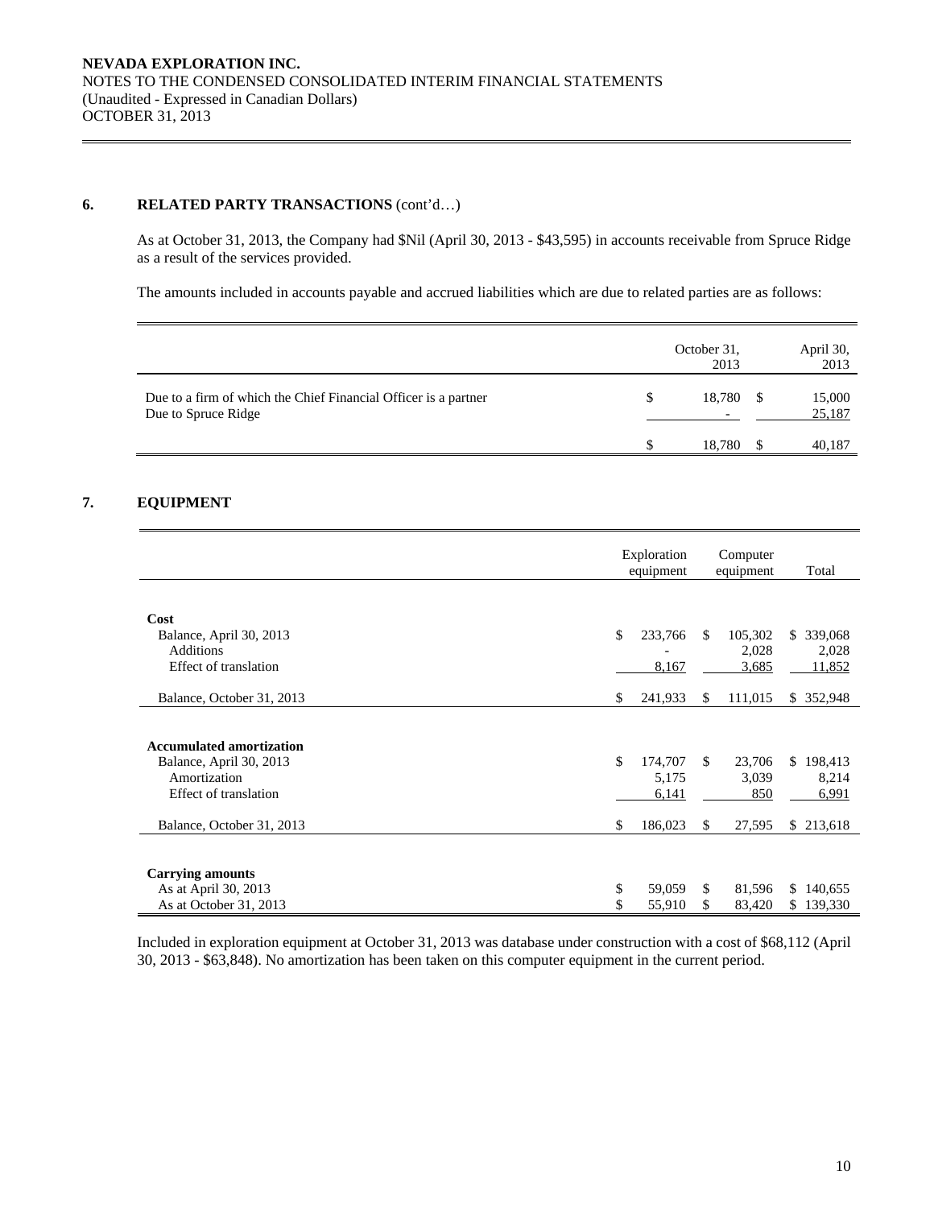## 6. RELATED PARTY TRANSACTIONS (cont'd…)

As at October 31, 2013, the Company had $Nil (April 30, 2013 - $43,595) in accounts receivable from Spruce Ridge as a result of the services provided.

The amounts included in accounts payable and accrued liabilities which are due to related parties are as follows:

| | October 31, 2013 | April 30, 2013 |
|---|---|---|
| Due to a firm of which the Chief Financial Officer is a partner | $ 18,780 | $ 15,000 |
| Due to Spruce Ridge | - | 25,187 |
| | $ 18,780 | $ 40,187 |

## 7. EQUIPMENT

| | Exploration equipment | Computer equipment | Total |
|---|---|---|---|
| **Cost** | | | |
| Balance, April 30, 2013 | $ 233,766 | $ 105,302 | $ 339,068 |
| Additions | - | 2,028 | 2,028 |
| Effect of translation | 8,167 | 3,685 | 11,852 |
| Balance, October 31, 2013 | $ 241,933 | $ 111,015 | $ 352,948 |
| **Accumulated amortization** | | | |
| Balance, April 30, 2013 | $ 174,707 | $ 23,706 | $ 198,413 |
| Amortization | 5,175 | 3,039 | 8,214 |
| Effect of translation | 6,141 | 850 | 6,991 |
| Balance, October 31, 2013 | $ 186,023 | $ 27,595 | $ 213,618 |
| **Carrying amounts** | | | |
| As at April 30, 2013 | $ 59,059 | $ 81,596 | $ 140,655 |
| As at October 31, 2013 | $ 55,910 | $ 83,420 | $ 139,330 |

Included in exploration equipment at October 31, 2013 was database under construction with a cost of $68,112 (April 30, 2013 - $63,848). No amortization has been taken on this computer equipment in the current period.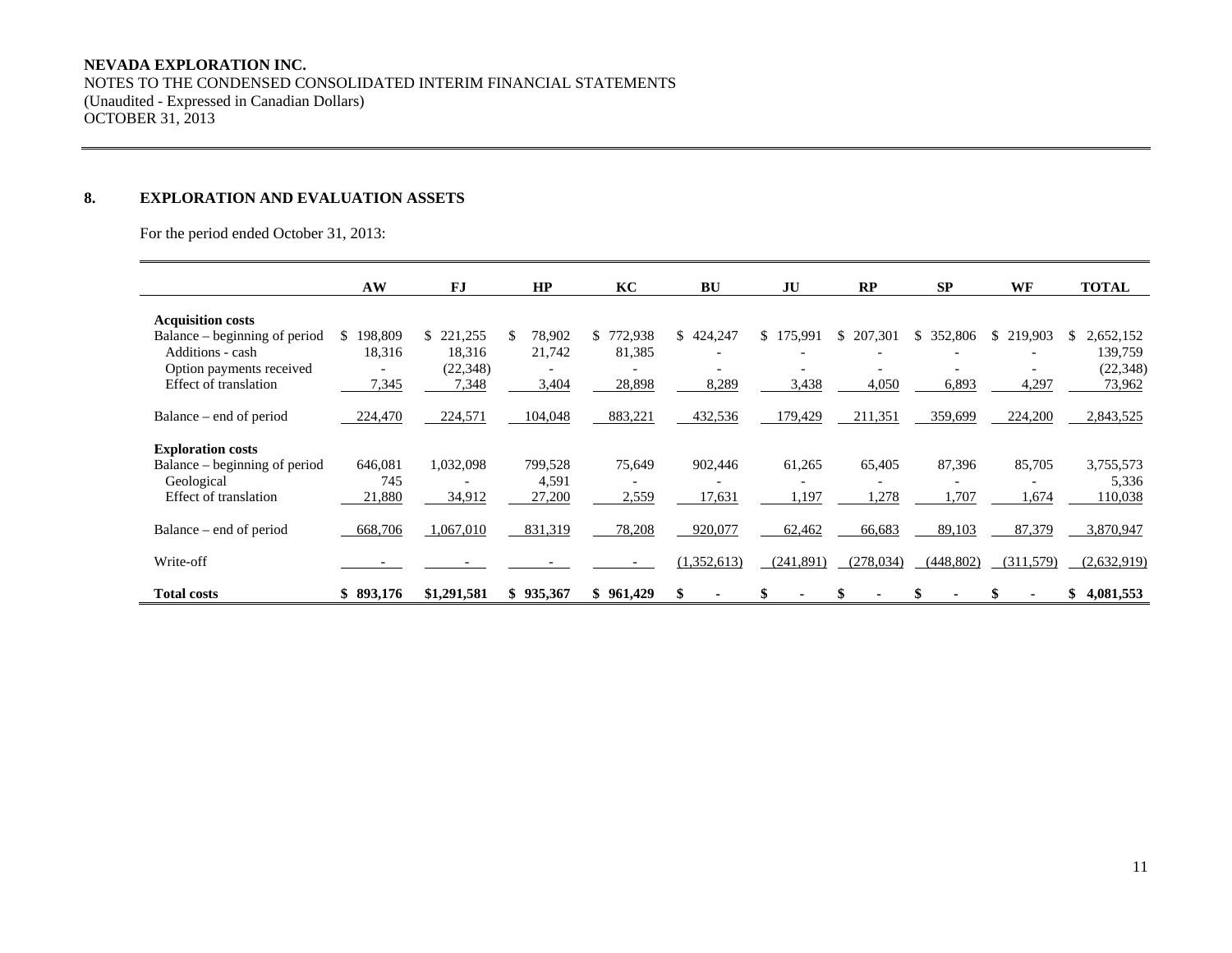**NEVADA EXPLORATION INC.**
NOTES TO THE CONDENSED CONSOLIDATED INTERIM FINANCIAL STATEMENTS
(Unaudited - Expressed in Canadian Dollars)
OCTOBER 31, 2013

## 8. EXPLORATION AND EVALUATION ASSETS

For the period ended October 31, 2013:

| | AW | FJ | HP | KC | BU | JU | RP | SP | WF | TOTAL |
|---|---|---|---|---|---|---|---|---|---|---|
| **Acquisition costs** | | | | | | | | | | |
| Balance – beginning of period | $ 198,809 | $ 221,255 | $ 78,902 | $ 772,938 | $ 424,247 | $ 175,991 | $ 207,301 | $ 352,806 | $ 219,903 | $ 2,652,152 |
| Additions - cash | 18,316 | 18,316 | 21,742 | 81,385 | - | - | - | - | - | 139,759 |
| Option payments received | - | (22,348) | - | - | - | - | - | - | - | (22,348) |
| Effect of translation | 7,345 | 7,348 | 3,404 | 28,898 | 8,289 | 3,438 | 4,050 | 6,893 | 4,297 | 73,962 |
| Balance – end of period | 224,470 | 224,571 | 104,048 | 883,221 | 432,536 | 179,429 | 211,351 | 359,699 | 224,200 | 2,843,525 |
| **Exploration costs** | | | | | | | | | | |
| Balance – beginning of period | 646,081 | 1,032,098 | 799,528 | 75,649 | 902,446 | 61,265 | 65,405 | 87,396 | 85,705 | 3,755,573 |
| Geological | 745 | - | 4,591 | - | - | - | - | - | - | 5,336 |
| Effect of translation | 21,880 | 34,912 | 27,200 | 2,559 | 17,631 | 1,197 | 1,278 | 1,707 | 1,674 | 110,038 |
| Balance – end of period | 668,706 | 1,067,010 | 831,319 | 78,208 | 920,077 | 62,462 | 66,683 | 89,103 | 87,379 | 3,870,947 |
| Write-off | - | - | - | - | (1,352,613) | (241,891) | (278,034) | (448,802) | (311,579) | (2,632,919) |
| **Total costs** | **$ 893,176** | **$1,291,581** | **$ 935,367** | **$ 961,429** | **$ -** | **$ -** | **$ -** | **$ -** | **$ -** | **$ 4,081,553** |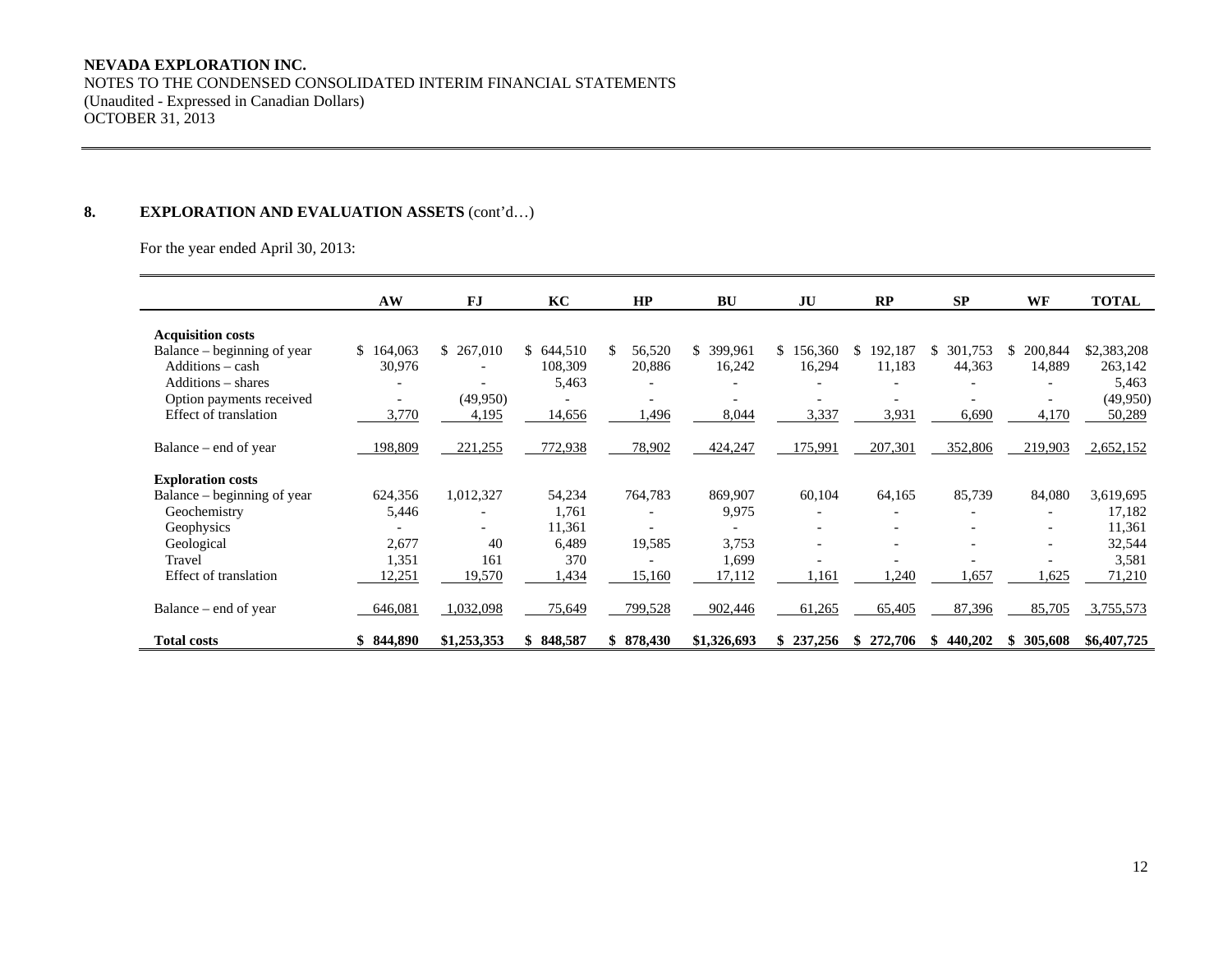**NEVADA EXPLORATION INC.**
NOTES TO THE CONDENSED CONSOLIDATED INTERIM FINANCIAL STATEMENTS
(Unaudited - Expressed in Canadian Dollars)
OCTOBER 31, 2013

## 8. EXPLORATION AND EVALUATION ASSETS (cont'd…)

For the year ended April 30, 2013:

| | AW | FJ | KC | HP | BU | JU | RP | SP | WF | TOTAL |
|---|---|---|---|---|---|---|---|---|---|---|
| **Acquisition costs** | | | | | | | | | | |
| Balance – beginning of year | $ 164,063 | $ 267,010 | $ 644,510 | $ 56,520 | $ 399,961 | $ 156,360 | $ 192,187 | $ 301,753 | $ 200,844 | $2,383,208 |
| Additions – cash | 30,976 | - | 108,309 | 20,886 | 16,242 | 16,294 | 11,183 | 44,363 | 14,889 | 263,142 |
| Additions – shares | - | - | 5,463 | - | - | - | - | - | - | 5,463 |
| Option payments received | - | (49,950) | - | - | - | - | - | - | - | (49,950) |
| Effect of translation | 3,770 | 4,195 | 14,656 | 1,496 | 8,044 | 3,337 | 3,931 | 6,690 | 4,170 | 50,289 |
| Balance – end of year | 198,809 | 221,255 | 772,938 | 78,902 | 424,247 | 175,991 | 207,301 | 352,806 | 219,903 | 2,652,152 |
| **Exploration costs** | | | | | | | | | | |
| Balance – beginning of year | 624,356 | 1,012,327 | 54,234 | 764,783 | 869,907 | 60,104 | 64,165 | 85,739 | 84,080 | 3,619,695 |
| Geochemistry | 5,446 | - | 1,761 | - | 9,975 | - | - | - | - | 17,182 |
| Geophysics | - | - | 11,361 | - | - | - | - | - | - | 11,361 |
| Geological | 2,677 | 40 | 6,489 | 19,585 | 3,753 | - | - | - | - | 32,544 |
| Travel | 1,351 | 161 | 370 | - | 1,699 | - | - | - | - | 3,581 |
| Effect of translation | 12,251 | 19,570 | 1,434 | 15,160 | 17,112 | 1,161 | 1,240 | 1,657 | 1,625 | 71,210 |
| Balance – end of year | 646,081 | 1,032,098 | 75,649 | 799,528 | 902,446 | 61,265 | 65,405 | 87,396 | 85,705 | 3,755,573 |
| **Total costs** | **$ 844,890** | **$1,253,353** | **$ 848,587** | **$ 878,430** | **$1,326,693** | **$ 237,256** | **$ 272,706** | **$ 440,202** | **$ 305,608** | **$6,407,725** |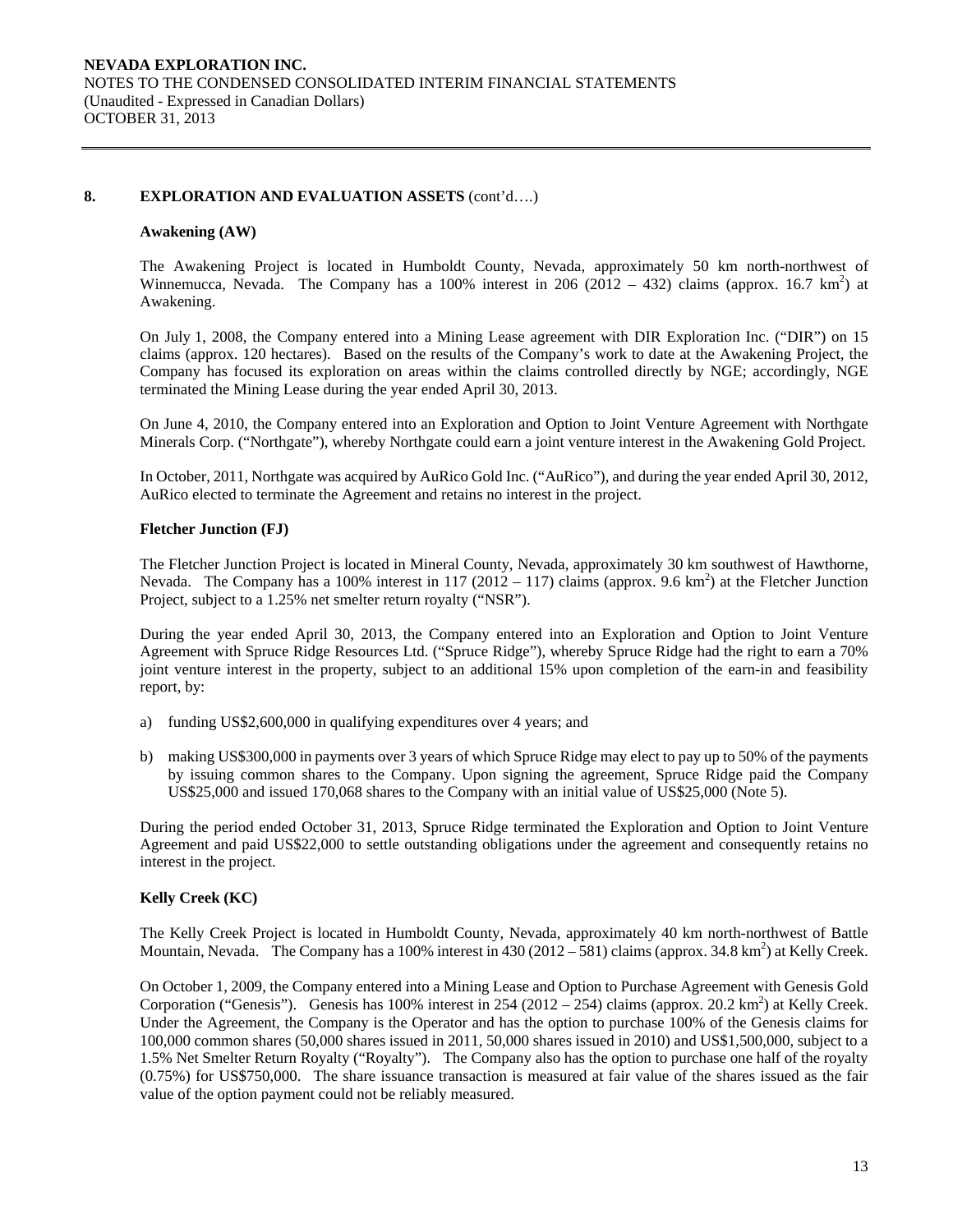## 8. EXPLORATION AND EVALUATION ASSETS (cont'd….)

### Awakening (AW)

The Awakening Project is located in Humboldt County, Nevada, approximately 50 km north-northwest of Winnemucca, Nevada. The Company has a 100% interest in 206 (2012 – 432) claims (approx. 16.7 $km^2$) at Awakening.

On July 1, 2008, the Company entered into a Mining Lease agreement with DIR Exploration Inc. ("DIR") on 15 claims (approx. 120 hectares). Based on the results of the Company's work to date at the Awakening Project, the Company has focused its exploration on areas within the claims controlled directly by NGE; accordingly, NGE terminated the Mining Lease during the year ended April 30, 2013.

On June 4, 2010, the Company entered into an Exploration and Option to Joint Venture Agreement with Northgate Minerals Corp. ("Northgate"), whereby Northgate could earn a joint venture interest in the Awakening Gold Project.

In October, 2011, Northgate was acquired by AuRico Gold Inc. ("AuRico"), and during the year ended April 30, 2012, AuRico elected to terminate the Agreement and retains no interest in the project.

### Fletcher Junction (FJ)

The Fletcher Junction Project is located in Mineral County, Nevada, approximately 30 km southwest of Hawthorne, Nevada. The Company has a 100% interest in 117 (2012 – 117) claims (approx. 9.6 $km^2$) at the Fletcher Junction Project, subject to a 1.25% net smelter return royalty ("NSR").

During the year ended April 30, 2013, the Company entered into an Exploration and Option to Joint Venture Agreement with Spruce Ridge Resources Ltd. ("Spruce Ridge"), whereby Spruce Ridge had the right to earn a 70% joint venture interest in the property, subject to an additional 15% upon completion of the earn-in and feasibility report, by:

a) funding US$2,600,000 in qualifying expenditures over 4 years; and

b) making US$300,000 in payments over 3 years of which Spruce Ridge may elect to pay up to 50% of the payments by issuing common shares to the Company. Upon signing the agreement, Spruce Ridge paid the Company US$25,000 and issued 170,068 shares to the Company with an initial value of US$25,000 (Note 5).

During the period ended October 31, 2013, Spruce Ridge terminated the Exploration and Option to Joint Venture Agreement and paid US$22,000 to settle outstanding obligations under the agreement and consequently retains no interest in the project.

### Kelly Creek (KC)

The Kelly Creek Project is located in Humboldt County, Nevada, approximately 40 km north-northwest of Battle Mountain, Nevada. The Company has a 100% interest in 430 (2012 – 581) claims (approx. 34.8 $km^2$) at Kelly Creek.

On October 1, 2009, the Company entered into a Mining Lease and Option to Purchase Agreement with Genesis Gold Corporation ("Genesis"). Genesis has 100% interest in 254 (2012 – 254) claims (approx. 20.2 $km^2$) at Kelly Creek. Under the Agreement, the Company is the Operator and has the option to purchase 100% of the Genesis claims for 100,000 common shares (50,000 shares issued in 2011, 50,000 shares issued in 2010) and US$1,500,000, subject to a 1.5% Net Smelter Return Royalty ("Royalty"). The Company also has the option to purchase one half of the royalty (0.75%) for US$750,000. The share issuance transaction is measured at fair value of the shares issued as the fair value of the option payment could not be reliably measured.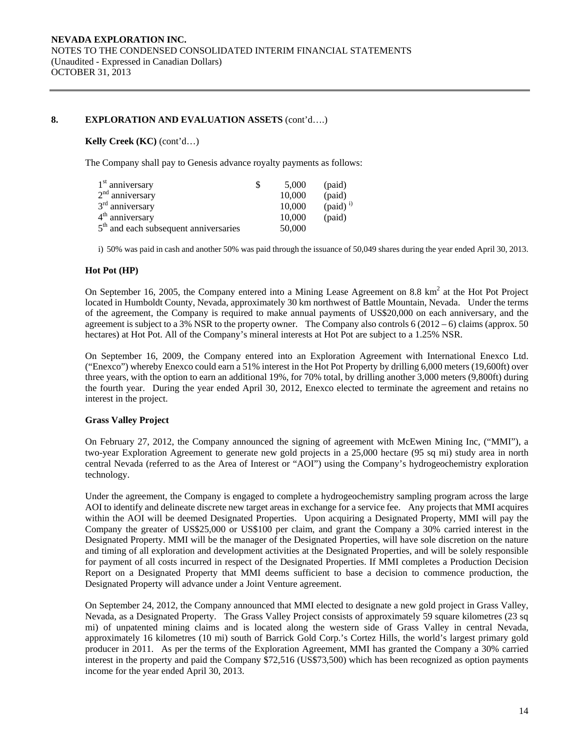## 8. EXPLORATION AND EVALUATION ASSETS (cont'd….)

**Kelly Creek (KC)** (cont'd…)

The Company shall pay to Genesis advance royalty payments as follows:

| | | | |
|---|---|---|---|
| 1st anniversary | $ | 5,000 | (paid) |
| 2nd anniversary | | 10,000 | (paid) |
| 3rd anniversary | | 10,000 | (paid) [i)] |
| 4th anniversary | | 10,000 | (paid) |
| 5th and each subsequent anniversaries | | 50,000 | |

i) 50% was paid in cash and another 50% was paid through the issuance of 50,049 shares during the year ended April 30, 2013.

### Hot Pot (HP)

On September 16, 2005, the Company entered into a Mining Lease Agreement on 8.8 $km^2$ at the Hot Pot Project located in Humboldt County, Nevada, approximately 30 km northwest of Battle Mountain, Nevada. Under the terms of the agreement, the Company is required to make annual payments of US$20,000 on each anniversary, and the agreement is subject to a 3% NSR to the property owner. The Company also controls 6 (2012 – 6) claims (approx. 50 hectares) at Hot Pot. All of the Company's mineral interests at Hot Pot are subject to a 1.25% NSR.

On September 16, 2009, the Company entered into an Exploration Agreement with International Enexco Ltd. ("Enexco") whereby Enexco could earn a 51% interest in the Hot Pot Property by drilling 6,000 meters (19,600ft) over three years, with the option to earn an additional 19%, for 70% total, by drilling another 3,000 meters (9,800ft) during the fourth year. During the year ended April 30, 2012, Enexco elected to terminate the agreement and retains no interest in the project.

### Grass Valley Project

On February 27, 2012, the Company announced the signing of agreement with McEwen Mining Inc, ("MMI"), a two-year Exploration Agreement to generate new gold projects in a 25,000 hectare (95 sq mi) study area in north central Nevada (referred to as the Area of Interest or "AOI") using the Company's hydrogeochemistry exploration technology.

Under the agreement, the Company is engaged to complete a hydrogeochemistry sampling program across the large AOI to identify and delineate discrete new target areas in exchange for a service fee. Any projects that MMI acquires within the AOI will be deemed Designated Properties. Upon acquiring a Designated Property, MMI will pay the Company the greater of US$25,000 or US$100 per claim, and grant the Company a 30% carried interest in the Designated Property. MMI will be the manager of the Designated Properties, will have sole discretion on the nature and timing of all exploration and development activities at the Designated Properties, and will be solely responsible for payment of all costs incurred in respect of the Designated Properties. If MMI completes a Production Decision Report on a Designated Property that MMI deems sufficient to base a decision to commence production, the Designated Property will advance under a Joint Venture agreement.

On September 24, 2012, the Company announced that MMI elected to designate a new gold project in Grass Valley, Nevada, as a Designated Property. The Grass Valley Project consists of approximately 59 square kilometres (23 sq mi) of unpatented mining claims and is located along the western side of Grass Valley in central Nevada, approximately 16 kilometres (10 mi) south of Barrick Gold Corp.'s Cortez Hills, the world's largest primary gold producer in 2011. As per the terms of the Exploration Agreement, MMI has granted the Company a 30% carried interest in the property and paid the Company $72,516 (US$73,500) which has been recognized as option payments income for the year ended April 30, 2013.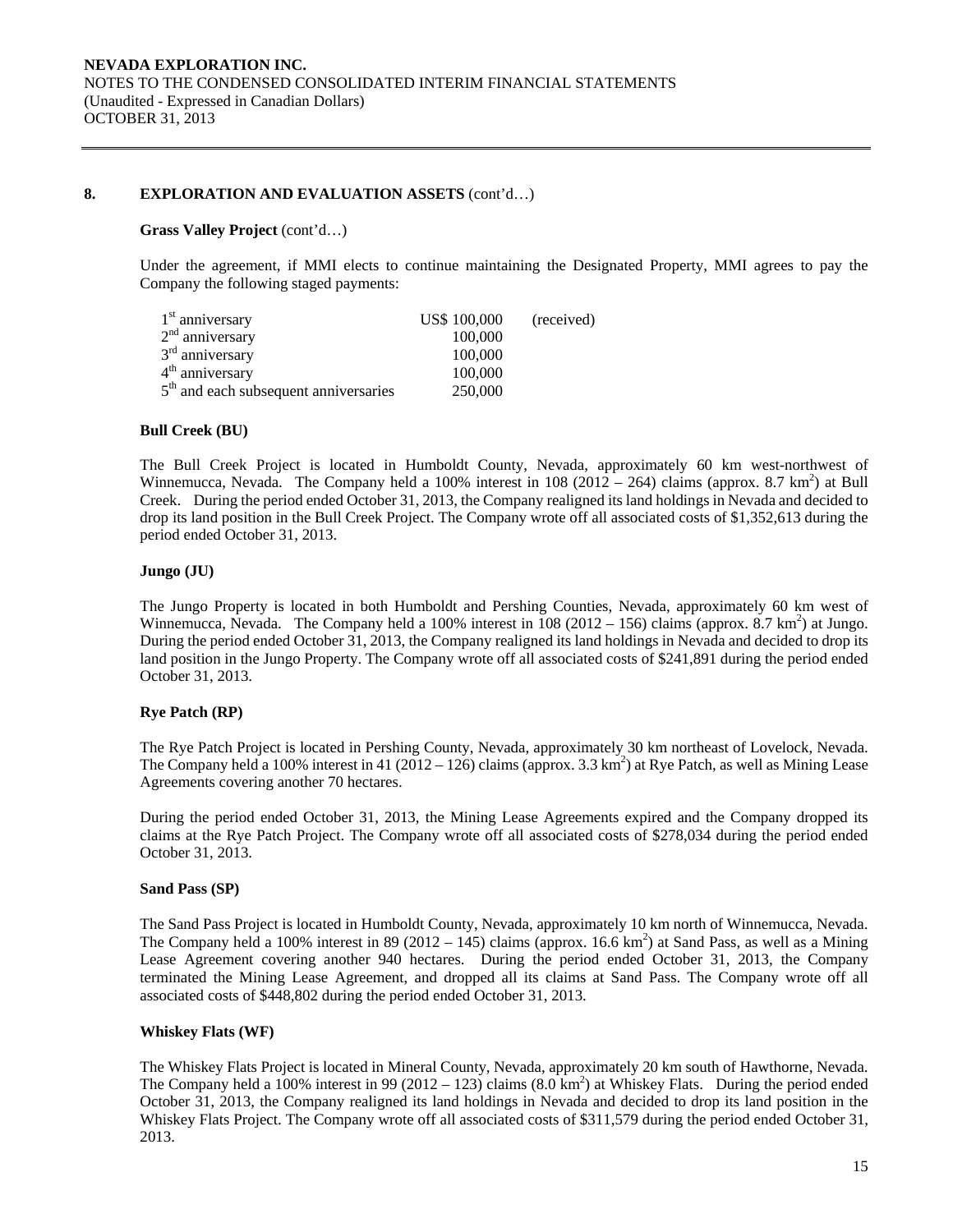## 8. EXPLORATION AND EVALUATION ASSETS (cont'd…)

**Grass Valley Project** (cont'd…)

Under the agreement, if MMI elects to continue maintaining the Designated Property, MMI agrees to pay the Company the following staged payments:

| | | |
|---|---|---|
| 1st anniversary | US$ 100,000 | (received) |
| 2nd anniversary | 100,000 | |
| 3rd anniversary | 100,000 | |
| 4th anniversary | 100,000 | |
| 5th and each subsequent anniversaries | 250,000 | |

**Bull Creek (BU)**

The Bull Creek Project is located in Humboldt County, Nevada, approximately 60 km west-northwest of Winnemucca, Nevada. The Company held a 100% interest in 108 (2012 – 264) claims (approx. 8.7 km$^2$) at Bull Creek. During the period ended October 31, 2013, the Company realigned its land holdings in Nevada and decided to drop its land position in the Bull Creek Project. The Company wrote off all associated costs of $1,352,613 during the period ended October 31, 2013.

**Jungo (JU)**

The Jungo Property is located in both Humboldt and Pershing Counties, Nevada, approximately 60 km west of Winnemucca, Nevada. The Company held a 100% interest in 108 (2012 – 156) claims (approx. 8.7 km$^2$) at Jungo. During the period ended October 31, 2013, the Company realigned its land holdings in Nevada and decided to drop its land position in the Jungo Property. The Company wrote off all associated costs of $241,891 during the period ended October 31, 2013.

**Rye Patch (RP)**

The Rye Patch Project is located in Pershing County, Nevada, approximately 30 km northeast of Lovelock, Nevada. The Company held a 100% interest in 41 (2012 – 126) claims (approx. 3.3 km$^2$) at Rye Patch, as well as Mining Lease Agreements covering another 70 hectares.

During the period ended October 31, 2013, the Mining Lease Agreements expired and the Company dropped its claims at the Rye Patch Project. The Company wrote off all associated costs of $278,034 during the period ended October 31, 2013.

**Sand Pass (SP)**

The Sand Pass Project is located in Humboldt County, Nevada, approximately 10 km north of Winnemucca, Nevada. The Company held a 100% interest in 89 (2012 – 145) claims (approx. 16.6 km$^2$) at Sand Pass, as well as a Mining Lease Agreement covering another 940 hectares. During the period ended October 31, 2013, the Company terminated the Mining Lease Agreement, and dropped all its claims at Sand Pass. The Company wrote off all associated costs of $448,802 during the period ended October 31, 2013.

**Whiskey Flats (WF)**

The Whiskey Flats Project is located in Mineral County, Nevada, approximately 20 km south of Hawthorne, Nevada. The Company held a 100% interest in 99 (2012 – 123) claims (8.0 km$^2$) at Whiskey Flats. During the period ended October 31, 2013, the Company realigned its land holdings in Nevada and decided to drop its land position in the Whiskey Flats Project. The Company wrote off all associated costs of $311,579 during the period ended October 31, 2013.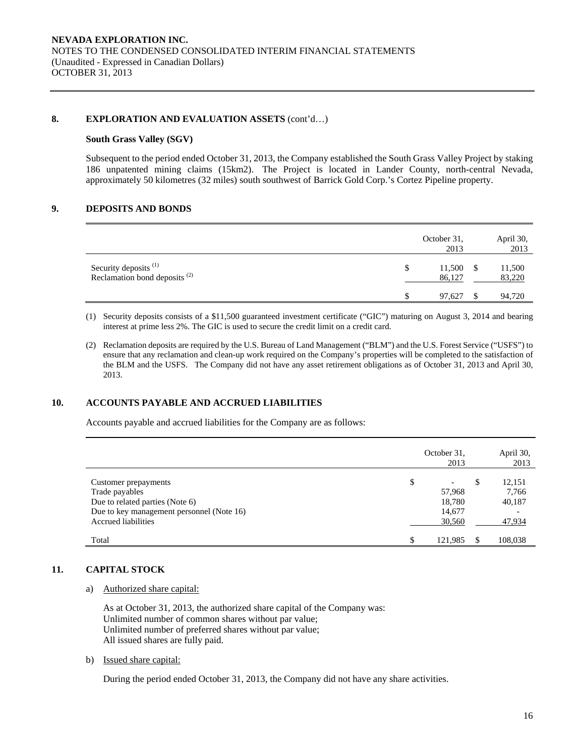## 8. EXPLORATION AND EVALUATION ASSETS (cont'd…)

### South Grass Valley (SGV)

Subsequent to the period ended October 31, 2013, the Company established the South Grass Valley Project by staking 186 unpatented mining claims (15km2). The Project is located in Lander County, north-central Nevada, approximately 50 kilometres (32 miles) south southwest of Barrick Gold Corp.'s Cortez Pipeline property.

## 9. DEPOSITS AND BONDS

| | | October 31, 2013 | | April 30, 2013 |
|---|---|---|---|---|
| Security deposits (1) | $ | 11,500 | $ | 11,500 |
| Reclamation bond deposits (2) | | 86,127 | | 83,220 |
| | $ | 97,627 | $ | 94,720 |

(1) Security deposits consists of a $11,500 guaranteed investment certificate ("GIC") maturing on August 3, 2014 and bearing interest at prime less 2%. The GIC is used to secure the credit limit on a credit card.

(2) Reclamation deposits are required by the U.S. Bureau of Land Management ("BLM") and the U.S. Forest Service ("USFS") to ensure that any reclamation and clean-up work required on the Company's properties will be completed to the satisfaction of the BLM and the USFS. The Company did not have any asset retirement obligations as of October 31, 2013 and April 30, 2013.

## 10. ACCOUNTS PAYABLE AND ACCRUED LIABILITIES

Accounts payable and accrued liabilities for the Company are as follows:

| | | October 31, 2013 | | April 30, 2013 |
|---|---|---|---|---|
| Customer prepayments | $ | - | $ | 12,151 |
| Trade payables | | 57,968 | | 7,766 |
| Due to related parties (Note 6) | | 18,780 | | 40,187 |
| Due to key management personnel (Note 16) | | 14,677 | | - |
| Accrued liabilities | | 30,560 | | 47,934 |
| Total | $ | 121,985 | $ | 108,038 |

## 11. CAPITAL STOCK

a) Authorized share capital:

As at October 31, 2013, the authorized share capital of the Company was:
Unlimited number of common shares without par value;
Unlimited number of preferred shares without par value;
All issued shares are fully paid.

b) Issued share capital:

During the period ended October 31, 2013, the Company did not have any share activities.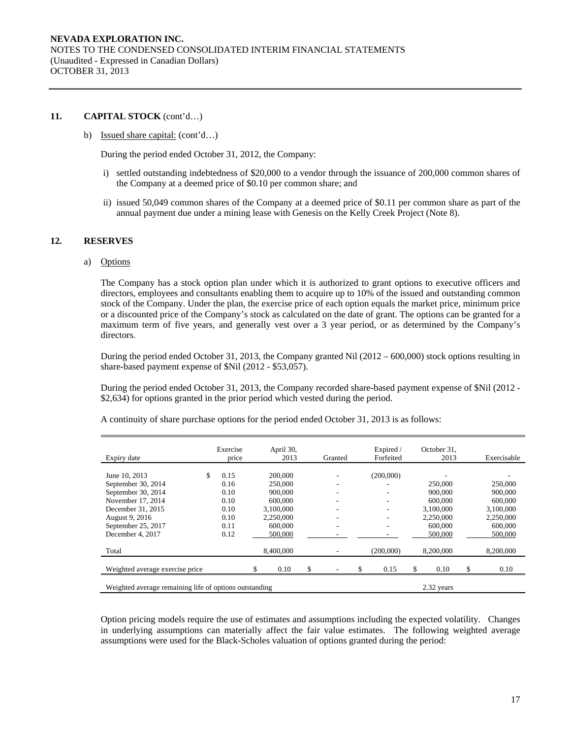## 11. CAPITAL STOCK (cont'd…)

b) Issued share capital: (cont'd…)

During the period ended October 31, 2012, the Company:

i) settled outstanding indebtedness of $20,000 to a vendor through the issuance of 200,000 common shares of the Company at a deemed price of $0.10 per common share; and

ii) issued 50,049 common shares of the Company at a deemed price of $0.11 per common share as part of the annual payment due under a mining lease with Genesis on the Kelly Creek Project (Note 8).

## 12. RESERVES

a) Options

The Company has a stock option plan under which it is authorized to grant options to executive officers and directors, employees and consultants enabling them to acquire up to 10% of the issued and outstanding common stock of the Company. Under the plan, the exercise price of each option equals the market price, minimum price or a discounted price of the Company's stock as calculated on the date of grant. The options can be granted for a maximum term of five years, and generally vest over a 3 year period, or as determined by the Company's directors.

During the period ended October 31, 2013, the Company granted Nil (2012 – 600,000) stock options resulting in share-based payment expense of $Nil (2012 - $53,057).

During the period ended October 31, 2013, the Company recorded share-based payment expense of $Nil (2012 - $2,634) for options granted in the prior period which vested during the period.

A continuity of share purchase options for the period ended October 31, 2013 is as follows:

| Expiry date | Exercise price | April 30, 2013 | Granted | Expired / Forfeited | October 31, 2013 | Exercisable |
|---|---|---|---|---|---|---|
| June 10, 2013 | $ 0.15 | 200,000 | - | (200,000) | - | - |
| September 30, 2014 | 0.16 | 250,000 | - | - | 250,000 | 250,000 |
| September 30, 2014 | 0.10 | 900,000 | - | - | 900,000 | 900,000 |
| November 17, 2014 | 0.10 | 600,000 | - | - | 600,000 | 600,000 |
| December 31, 2015 | 0.10 | 3,100,000 | - | - | 3,100,000 | 3,100,000 |
| August 9, 2016 | 0.10 | 2,250,000 | - | - | 2,250,000 | 2,250,000 |
| September 25, 2017 | 0.11 | 600,000 | - | - | 600,000 | 600,000 |
| December 4, 2017 | 0.12 | 500,000 | - | - | 500,000 | 500,000 |
| Total | | 8,400,000 | - | (200,000) | 8,200,000 | 8,200,000 |
| Weighted average exercise price | | $ 0.10 | $ - | $ 0.15 | $ 0.10 | $ 0.10 |
| Weighted average remaining life of options outstanding | | | | | 2.32 years | |

Option pricing models require the use of estimates and assumptions including the expected volatility. Changes in underlying assumptions can materially affect the fair value estimates. The following weighted average assumptions were used for the Black-Scholes valuation of options granted during the period: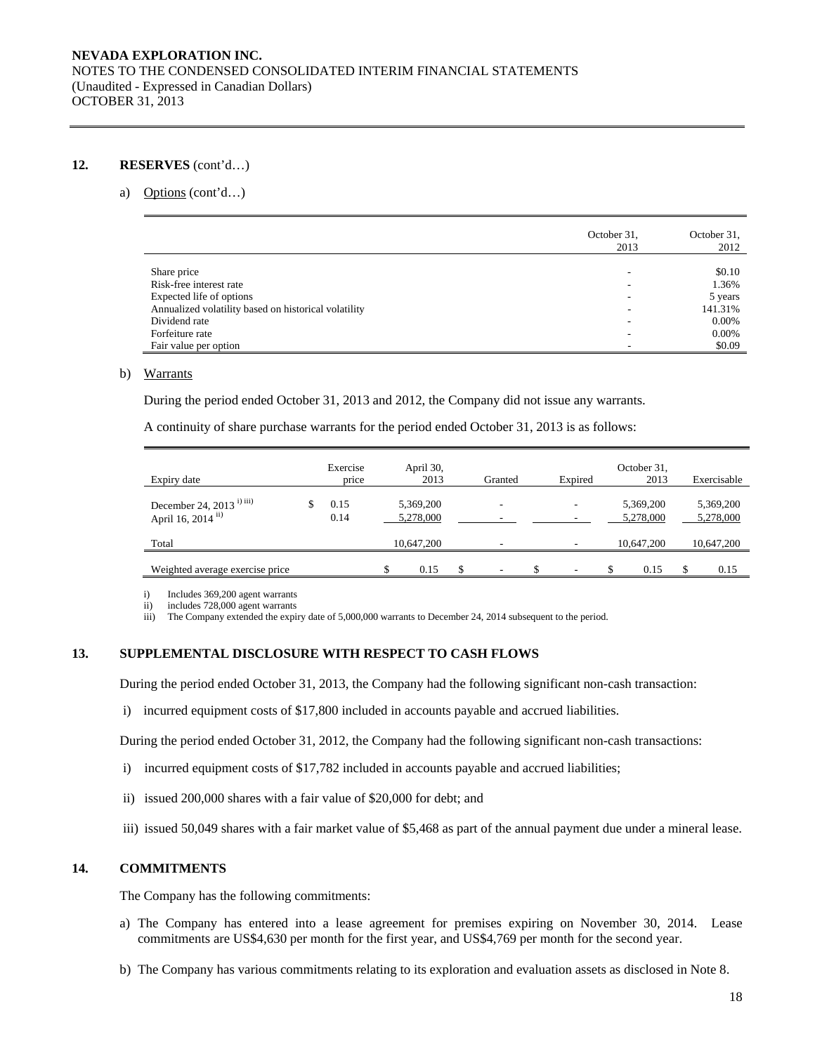## 12. RESERVES (cont'd…)

a) Options (cont'd…)

| | October 31, 2013 | October 31, 2012 |
|---|---|---|
| Share price | - | $0.10 |
| Risk-free interest rate | - | 1.36% |
| Expected life of options | - | 5 years |
| Annualized volatility based on historical volatility | - | 141.31% |
| Dividend rate | - | 0.00% |
| Forfeiture rate | - | 0.00% |
| Fair value per option | - | $0.09 |

b) Warrants

During the period ended October 31, 2013 and 2012, the Company did not issue any warrants.

A continuity of share purchase warrants for the period ended October 31, 2013 is as follows:

| Expiry date | Exercise price | April 30, 2013 | Granted | Expired | October 31, 2013 | Exercisable |
|---|---|---|---|---|---|---|
| December 24, 2013 [i) iii)] | $ 0.15 | 5,369,200 | - | - | 5,369,200 | 5,369,200 |
| April 16, 2014 [ii)] | 0.14 | 5,278,000 | - | - | 5,278,000 | 5,278,000 |
| Total | | 10,647,200 | - | - | 10,647,200 | 10,647,200 |
| Weighted average exercise price | | $ 0.15 | $ - | $ - | $ 0.15 | $ 0.15 |

i) Includes 369,200 agent warrants
ii) includes 728,000 agent warrants
iii) The Company extended the expiry date of 5,000,000 warrants to December 24, 2014 subsequent to the period.

## 13. SUPPLEMENTAL DISCLOSURE WITH RESPECT TO CASH FLOWS

During the period ended October 31, 2013, the Company had the following significant non-cash transaction:

i) incurred equipment costs of $17,800 included in accounts payable and accrued liabilities.

During the period ended October 31, 2012, the Company had the following significant non-cash transactions:

i) incurred equipment costs of $17,782 included in accounts payable and accrued liabilities;

ii) issued 200,000 shares with a fair value of $20,000 for debt; and

iii) issued 50,049 shares with a fair market value of $5,468 as part of the annual payment due under a mineral lease.

## 14. COMMITMENTS

The Company has the following commitments:

a) The Company has entered into a lease agreement for premises expiring on November 30, 2014. Lease commitments are US$4,630 per month for the first year, and US$4,769 per month for the second year.

b) The Company has various commitments relating to its exploration and evaluation assets as disclosed in Note 8.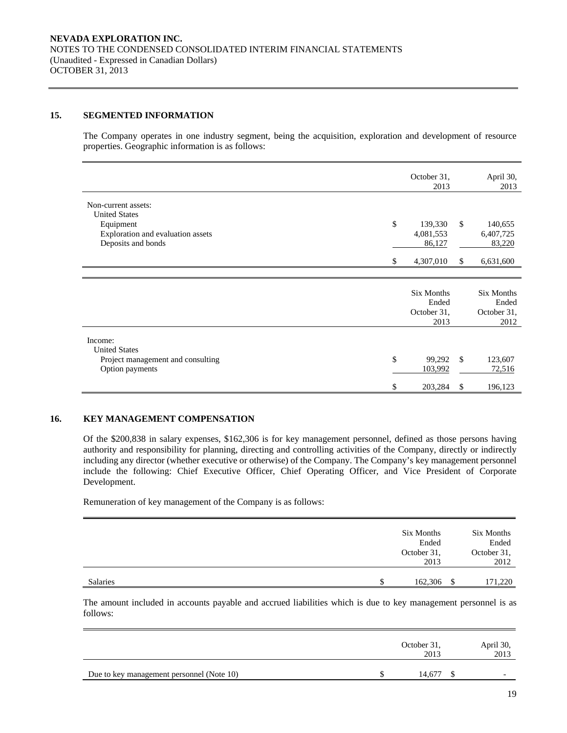NEVADA EXPLORATION INC.
NOTES TO THE CONDENSED CONSOLIDATED INTERIM FINANCIAL STATEMENTS
(Unaudited - Expressed in Canadian Dollars)
OCTOBER 31, 2013

## 15. SEGMENTED INFORMATION

The Company operates in one industry segment, being the acquisition, exploration and development of resource properties. Geographic information is as follows:

| | October 31, 2013 | April 30, 2013 |
|---|---|---|
| Non-current assets: | | |
| United States | | |
| Equipment | $ 139,330 | $ 140,655 |
| Exploration and evaluation assets | 4,081,553 | 6,407,725 |
| Deposits and bonds | 86,127 | 83,220 |
| | $ 4,307,010 | $ 6,631,600 |

| | Six Months Ended October 31, 2013 | Six Months Ended October 31, 2012 |
|---|---|---|
| Income: | | |
| United States | | |
| Project management and consulting | $ 99,292 | $ 123,607 |
| Option payments | 103,992 | 72,516 |
| | $ 203,284 | $ 196,123 |

## 16. KEY MANAGEMENT COMPENSATION

Of the $200,838 in salary expenses, $162,306 is for key management personnel, defined as those persons having authority and responsibility for planning, directing and controlling activities of the Company, directly or indirectly including any director (whether executive or otherwise) of the Company. The Company's key management personnel include the following: Chief Executive Officer, Chief Operating Officer, and Vice President of Corporate Development.

Remuneration of key management of the Company is as follows:

| | Six Months Ended October 31, 2013 | Six Months Ended October 31, 2012 |
|---|---|---|
| Salaries | $ 162,306 | $ 171,220 |

The amount included in accounts payable and accrued liabilities which is due to key management personnel is as follows:

| | October 31, 2013 | April 30, 2013 |
|---|---|---|
| Due to key management personnel (Note 10) | $ 14,677 | $ - |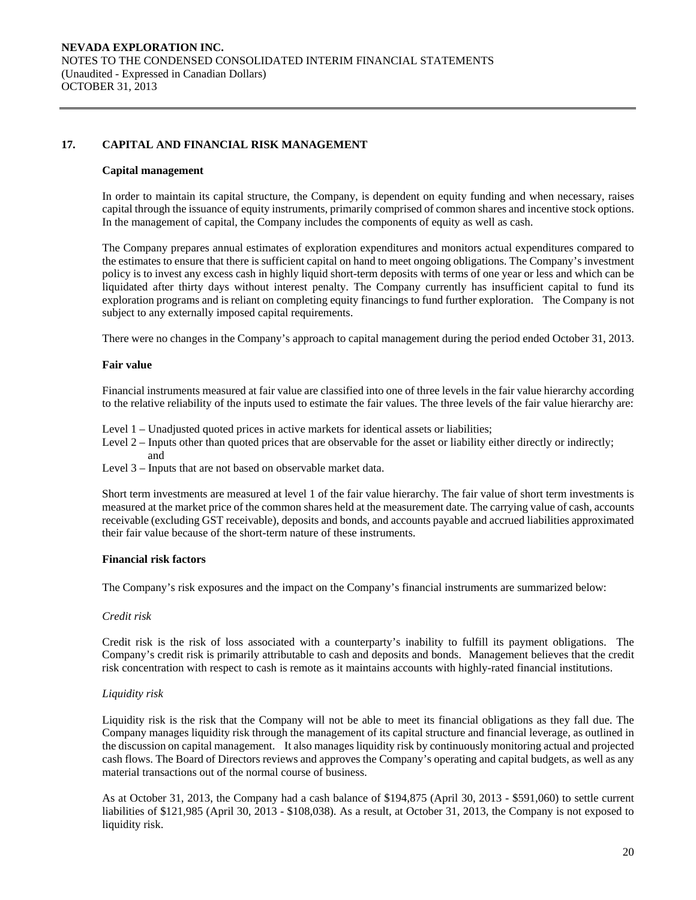## 17. CAPITAL AND FINANCIAL RISK MANAGEMENT

### Capital management

In order to maintain its capital structure, the Company, is dependent on equity funding and when necessary, raises capital through the issuance of equity instruments, primarily comprised of common shares and incentive stock options. In the management of capital, the Company includes the components of equity as well as cash.

The Company prepares annual estimates of exploration expenditures and monitors actual expenditures compared to the estimates to ensure that there is sufficient capital on hand to meet ongoing obligations. The Company's investment policy is to invest any excess cash in highly liquid short-term deposits with terms of one year or less and which can be liquidated after thirty days without interest penalty. The Company currently has insufficient capital to fund its exploration programs and is reliant on completing equity financings to fund further exploration. The Company is not subject to any externally imposed capital requirements.

There were no changes in the Company's approach to capital management during the period ended October 31, 2013.

### Fair value

Financial instruments measured at fair value are classified into one of three levels in the fair value hierarchy according to the relative reliability of the inputs used to estimate the fair values. The three levels of the fair value hierarchy are:

- Level 1 – Unadjusted quoted prices in active markets for identical assets or liabilities;
- Level 2 – Inputs other than quoted prices that are observable for the asset or liability either directly or indirectly; and
- Level 3 – Inputs that are not based on observable market data.

Short term investments are measured at level 1 of the fair value hierarchy. The fair value of short term investments is measured at the market price of the common shares held at the measurement date. The carrying value of cash, accounts receivable (excluding GST receivable), deposits and bonds, and accounts payable and accrued liabilities approximated their fair value because of the short-term nature of these instruments.

### Financial risk factors

The Company's risk exposures and the impact on the Company's financial instruments are summarized below:

*Credit risk*

Credit risk is the risk of loss associated with a counterparty's inability to fulfill its payment obligations. The Company's credit risk is primarily attributable to cash and deposits and bonds. Management believes that the credit risk concentration with respect to cash is remote as it maintains accounts with highly-rated financial institutions.

*Liquidity risk*

Liquidity risk is the risk that the Company will not be able to meet its financial obligations as they fall due. The Company manages liquidity risk through the management of its capital structure and financial leverage, as outlined in the discussion on capital management. It also manages liquidity risk by continuously monitoring actual and projected cash flows. The Board of Directors reviews and approves the Company's operating and capital budgets, as well as any material transactions out of the normal course of business.

As at October 31, 2013, the Company had a cash balance of $194,875 (April 30, 2013 - $591,060) to settle current liabilities of $121,985 (April 30, 2013 - $108,038). As a result, at October 31, 2013, the Company is not exposed to liquidity risk.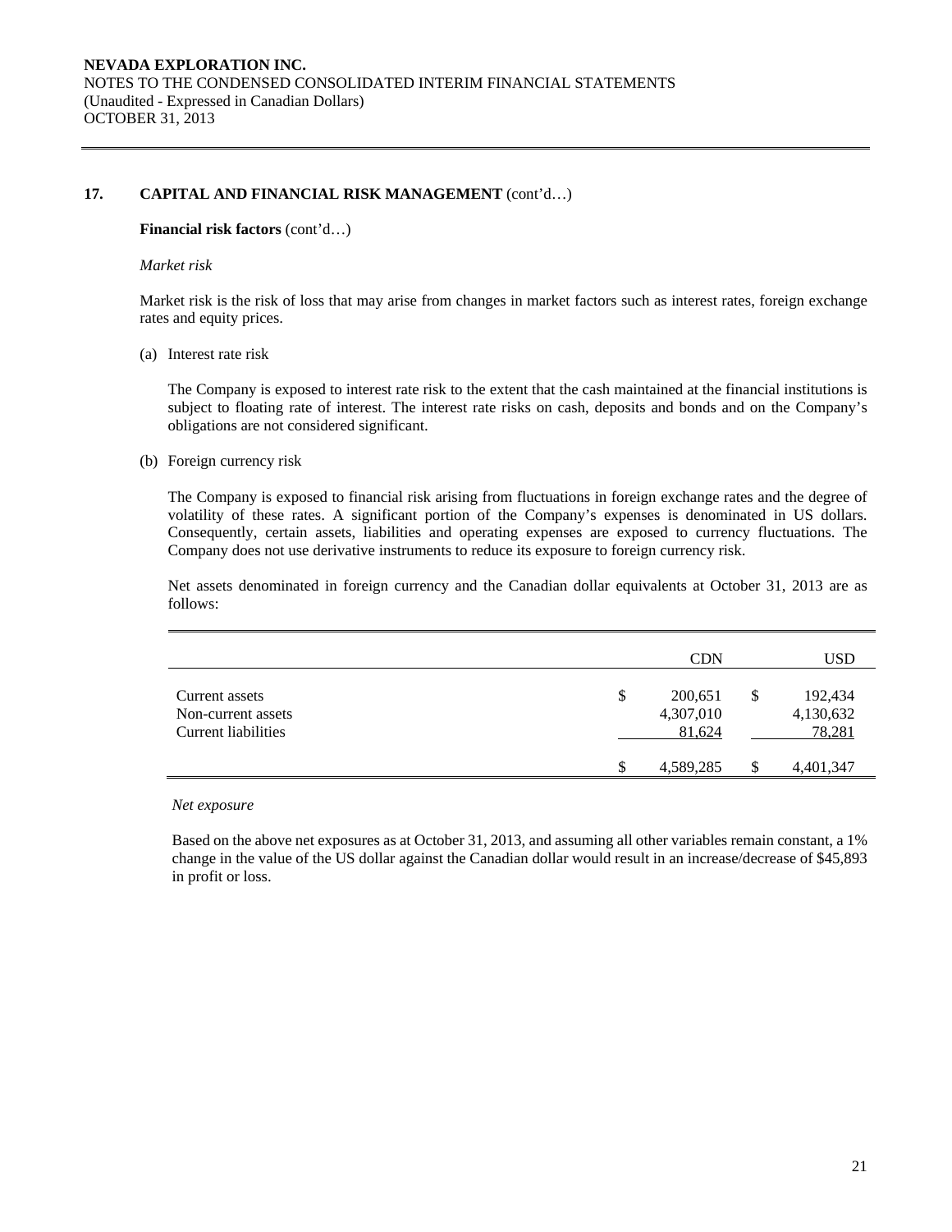NEVADA EXPLORATION INC.
NOTES TO THE CONDENSED CONSOLIDATED INTERIM FINANCIAL STATEMENTS
(Unaudited - Expressed in Canadian Dollars)
OCTOBER 31, 2013

## 17. CAPITAL AND FINANCIAL RISK MANAGEMENT (cont'd…)

**Financial risk factors** (cont'd…)

*Market risk*

Market risk is the risk of loss that may arise from changes in market factors such as interest rates, foreign exchange rates and equity prices.

(a) Interest rate risk

The Company is exposed to interest rate risk to the extent that the cash maintained at the financial institutions is subject to floating rate of interest. The interest rate risks on cash, deposits and bonds and on the Company's obligations are not considered significant.

(b) Foreign currency risk

The Company is exposed to financial risk arising from fluctuations in foreign exchange rates and the degree of volatility of these rates. A significant portion of the Company's expenses is denominated in US dollars. Consequently, certain assets, liabilities and operating expenses are exposed to currency fluctuations. The Company does not use derivative instruments to reduce its exposure to foreign currency risk.

Net assets denominated in foreign currency and the Canadian dollar equivalents at October 31, 2013 are as follows:

| | CDN | USD |
|---|---|---|
| Current assets | $ 200,651 | $ 192,434 |
| Non-current assets | 4,307,010 | 4,130,632 |
| Current liabilities | 81,624 | 78,281 |
| | $ 4,589,285 | $ 4,401,347 |

*Net exposure*

Based on the above net exposures as at October 31, 2013, and assuming all other variables remain constant, a 1% change in the value of the US dollar against the Canadian dollar would result in an increase/decrease of $45,893 in profit or loss.